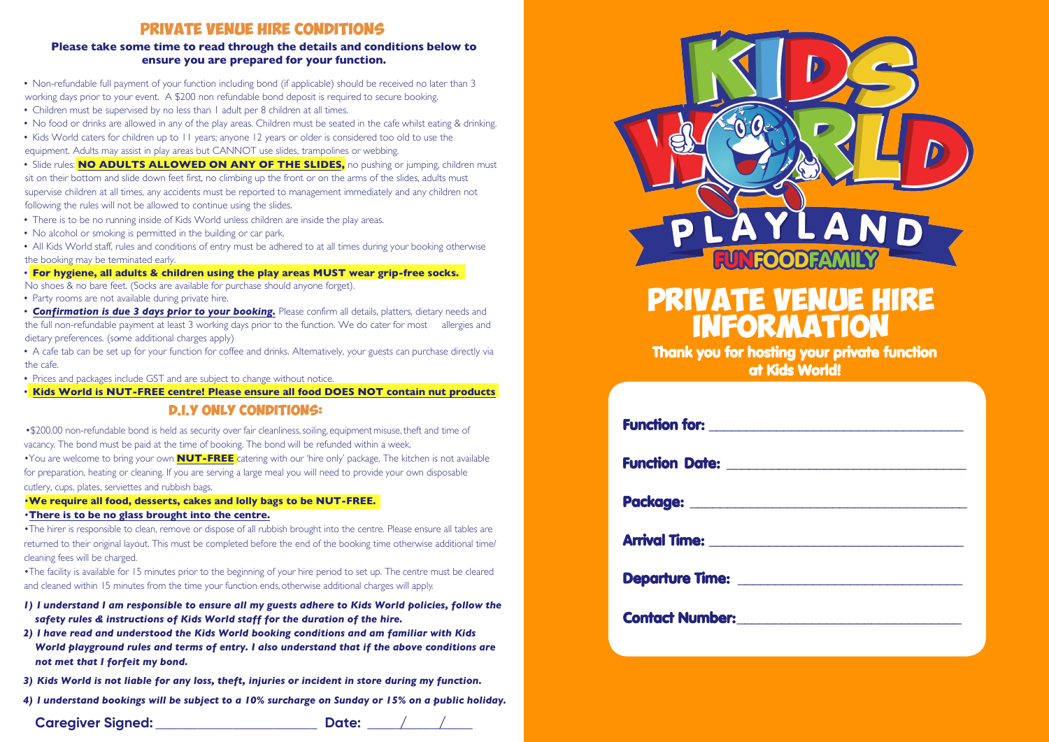# PRIVATE VENUE HIRE CONDITIONS

**Please take some time to read through the details and conditions below to ensure you are prepared for your function.**

- Non-refundable full payment of your function including bond (if applicable) should be received no later than 3 working days prior to your event. A $200 non refundable bond deposit is required to secure booking.
- Children must be supervised by no less than 1 adult per 8 children at all times.
- No food or drinks are allowed in any of the play areas. Children must be seated in the cafe whilst eating & drinking.
- Kids World caters for children up to 11 years; anyone 12 years or older is considered too old to use the equipment. Adults may assist in play areas but CANNOT use slides, trampolines or webbing.
- Slide rules: **NO ADULTS ALLOWED ON ANY OF THE SLIDES,** no pushing or jumping, children must sit on their bottom and slide down feet first, no climbing up the front or on the arms of the slides, adults must supervise children at all times, any accidents must be reported to management immediately and any children not following the rules will not be allowed to continue using the slides.
- There is to be no running inside of Kids World unless children are inside the play areas.
- No alcohol or smoking is permitted in the building or car park.
- All Kids World staff, rules and conditions of entry must be adhered to at all times during your booking otherwise the booking may be terminated early.
- **For hygiene, all adults & children using the play areas MUST wear grip-free socks.** No shoes & no bare feet. (Socks are available for purchase should anyone forget).
- Party rooms are not available during private hire.
- ***Confirmation is due 3 days prior to your booking.*** Please confirm all details, platters, dietary needs and the full non-refundable payment at least 3 working days prior to the function. We do cater for most allergies and dietary preferences. (some additional charges apply)
- A cafe tab can be set up for your function for coffee and drinks. Alternatively, your guests can purchase directly via the cafe.
- Prices and packages include GST and are subject to change without notice.
- **Kids World is NUT-FREE centre! Please ensure all food DOES NOT contain nut products**

## D.I.Y ONLY CONDITIONS:

- $200.00 non-refundable bond is held as security over fair cleanliness, soiling, equipment misuse, theft and time of vacancy. The bond must be paid at the time of booking. The bond will be refunded within a week.
- You are welcome to bring your own **NUT-FREE** catering with our 'hire only' package. The kitchen is not available for preparation, heating or cleaning. If you are serving a large meal you will need to provide your own disposable cutlery, cups, plates, serviettes and rubbish bags.
- **We require all food, desserts, cakes and lolly bags to be NUT-FREE.**
- **There is to be no glass brought into the centre.**
- The hirer is responsible to clean, remove or dispose of all rubbish brought into the centre. Please ensure all tables are returned to their original layout. This must be completed before the end of the booking time otherwise additional time/ cleaning fees will be charged.
- The facility is available for 15 minutes prior to the beginning of your hire period to set up. The centre must be cleared and cleaned within 15 minutes from the time your function ends, otherwise additional charges will apply.

1) ***I understand I am responsible to ensure all my guests adhere to Kids World policies, follow the safety rules & instructions of Kids World staff for the duration of the hire.***
2) ***I have read and understood the Kids World booking conditions and am familiar with Kids World playground rules and terms of entry. I also understand that if the above conditions are not met that I forfeit my bond.***
3) ***Kids World is not liable for any loss, theft, injuries or incident in store during my function.***
4) ***I understand bookings will be subject to a 10% surcharge on Sunday or 15% on a public holiday.***

**Caregiver Signed:** ______________________ **Date:** ____/____/____

KIDS WORLD PLAYLAND

FUN FOOD FAMILY

# PRIVATE VENUE HIRE INFORMATION

**Thank you for hosting your private function at Kids World!**

**Function for:** ____________________________________

**Function Date:** ____________________________________

**Package:** ____________________________________

**Arrival Time:** ____________________________________

**Departure Time:** ____________________________________

**Contact Number:** ____________________________________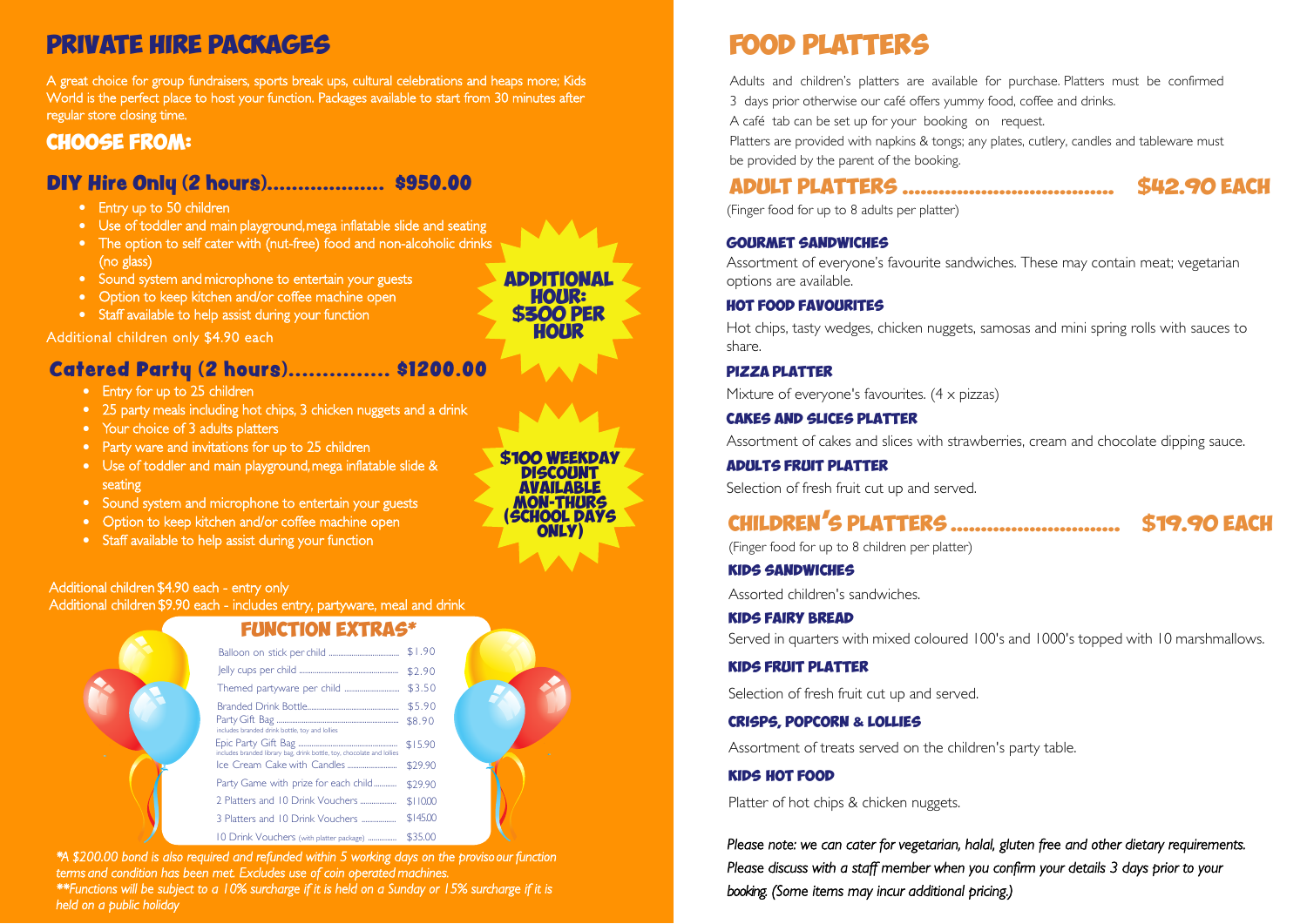# PRIVATE HIRE PACKAGES

A great choice for group fundraisers, sports break ups, cultural celebrations and heaps more; Kids World is the perfect place to host your function. Packages available to start from 30 minutes after regular store closing time.

## CHOOSE FROM:

### DIY Hire Only (2 hours).................. $950.00

- Entry up to 50 children
- Use of toddler and main playground, mega inflatable slide and seating
- The option to self cater with (nut-free) food and non-alcoholic drinks (no glass)
- Sound system and microphone to entertain your guests
- Option to keep kitchen and/or coffee machine open
- Staff available to help assist during your function

Additional children only $4.90 each

**ADDITIONAL HOUR: $300 PER HOUR**

### Catered Party (2 hours)............... $1200.00

- Entry for up to 25 children
- 25 party meals including hot chips, 3 chicken nuggets and a drink
- Your choice of 3 adults platters
- Party ware and invitations for up to 25 children
- Use of toddler and main playground, mega inflatable slide & seating
- Sound system and microphone to entertain your guests
- Option to keep kitchen and/or coffee machine open
- Staff available to help assist during your function

**$100 WEEKDAY DISCOUNT AVAILABLE MON-THURS (SCHOOL DAYS ONLY)**

Additional children $4.90 each - entry only
Additional children $9.90 each - includes entry, partyware, meal and drink

### FUNCTION EXTRAS*

| | |
|---|---|
| Balloon on stick per child | $1.90 |
| Jelly cups per child | $2.90 |
| Themed partyware per child | $3.50 |
| Branded Drink Bottle | $5.90 |
| Party Gift Bag (includes branded drink bottle, toy and lollies) | $8.90 |
| Epic Party Gift Bag (includes branded library bag, drink bottle, toy, chocolate and lollies) | $15.90 |
| Ice Cream Cake with Candles | $29.90 |
| Party Game with prize for each child | $29.90 |
| 2 Platters and 10 Drink Vouchers | $110.00 |
| 3 Platters and 10 Drink Vouchers | $145.00 |
| 10 Drink Vouchers (with platter package) | $35.00 |

*\*A $200.00 bond is also required and refunded within 5 working days on the proviso our function terms and condition has been met. Excludes use of coin operated machines.*
*\*\*Functions will be subject to a 10% surcharge if it is held on a Sunday or 15% surcharge if it is held on a public holiday*

# FOOD PLATTERS

Adults and children's platters are available for purchase. Platters must be confirmed 3 days prior otherwise our café offers yummy food, coffee and drinks.
A café tab can be set up for your booking on request.
Platters are provided with napkins & tongs; any plates, cutlery, candles and tableware must be provided by the parent of the booking.

## ADULT PLATTERS ................................ $42.90 EACH

(Finger food for up to 8 adults per platter)

### GOURMET SANDWICHES

Assortment of everyone's favourite sandwiches. These may contain meat; vegetarian options are available.

### HOT FOOD FAVOURITES

Hot chips, tasty wedges, chicken nuggets, samosas and mini spring rolls with sauces to share.

### PIZZA PLATTER

Mixture of everyone's favourites. (4 x pizzas)

### CAKES AND SLICES PLATTER

Assortment of cakes and slices with strawberries, cream and chocolate dipping sauce.

### ADULTS FRUIT PLATTER

Selection of fresh fruit cut up and served.

## CHILDREN'S PLATTERS ........................... $19.90 EACH

(Finger food for up to 8 children per platter)

### KIDS SANDWICHES

Assorted children's sandwiches.

### KIDS FAIRY BREAD

Served in quarters with mixed coloured 100's and 1000's topped with 10 marshmallows.

### KIDS FRUIT PLATTER

Selection of fresh fruit cut up and served.

### CRISPS, POPCORN & LOLLIES

Assortment of treats served on the children's party table.

### KIDS HOT FOOD

Platter of hot chips & chicken nuggets.

*Please note: we can cater for vegetarian, halal, gluten free and other dietary requirements. Please discuss with a staff member when you confirm your details 3 days prior to your booking. (Some items may incur additional pricing.)*